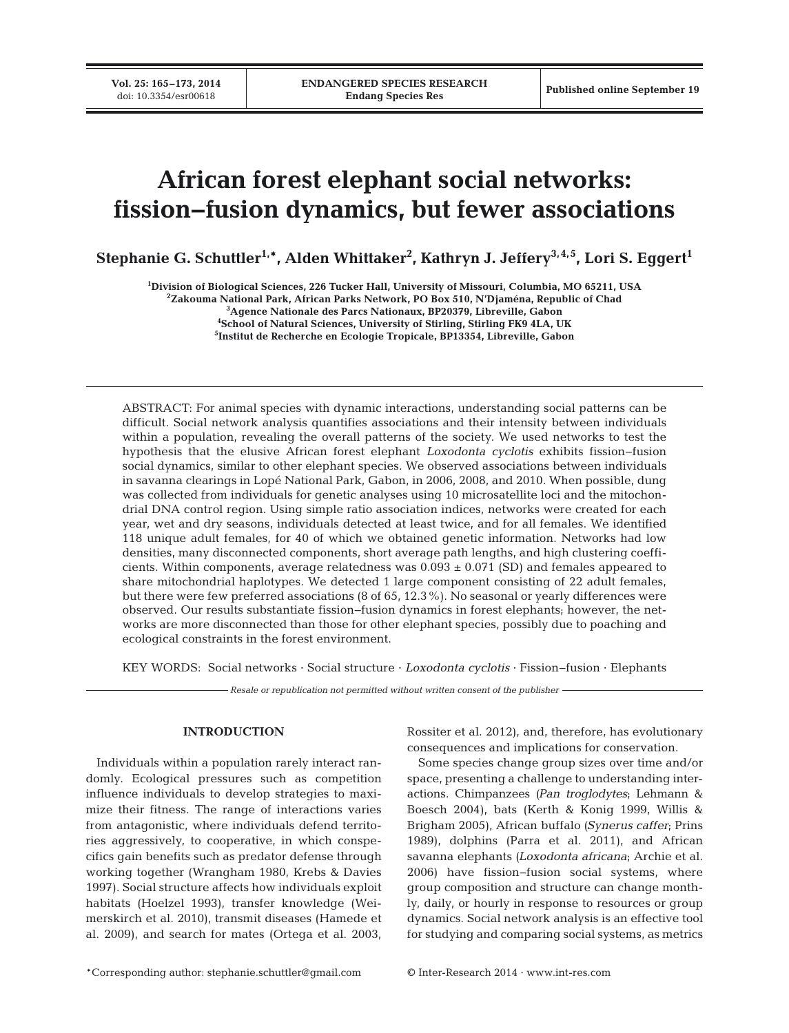# African forest elephant social networks: fission–fusion dynamics, but fewer associations

**Stephanie G. Schuttler[1,*], Alden Whittaker[2], Kathryn J. Jeffery[3,4,5], Lori S. Eggert[1]**

[1]Division of Biological Sciences, 226 Tucker Hall, University of Missouri, Columbia, MO 65211, USA
[2]Zakouma National Park, African Parks Network, PO Box 510, N'Djaména, Republic of Chad
[3]Agence Nationale des Parcs Nationaux, BP20379, Libreville, Gabon
[4]School of Natural Sciences, University of Stirling, Stirling FK9 4LA, UK
[5]Institut de Recherche en Ecologie Tropicale, BP13354, Libreville, Gabon

ABSTRACT: For animal species with dynamic interactions, understanding social patterns can be difficult. Social network analysis quantifies associations and their intensity between individuals within a population, revealing the overall patterns of the society. We used networks to test the hypothesis that the elusive African forest elephant *Loxodonta cyclotis* exhibits fission–fusion social dynamics, similar to other elephant species. We observed associations between individuals in savanna clearings in Lopé National Park, Gabon, in 2006, 2008, and 2010. When possible, dung was collected from individuals for genetic analyses using 10 microsatellite loci and the mitochondrial DNA control region. Using simple ratio association indices, networks were created for each year, wet and dry seasons, individuals detected at least twice, and for all females. We identified 118 unique adult females, for 40 of which we obtained genetic information. Networks had low densities, many disconnected components, short average path lengths, and high clustering coefficients. Within components, average relatedness was 0.093 ± 0.071 (SD) and females appeared to share mitochondrial haplotypes. We detected 1 large component consisting of 22 adult females, but there were few preferred associations (8 of 65, 12.3%). No seasonal or yearly differences were observed. Our results substantiate fission–fusion dynamics in forest elephants; however, the networks are more disconnected than those for other elephant species, possibly due to poaching and ecological constraints in the forest environment.

KEY WORDS: Social networks · Social structure · *Loxodonta cyclotis* · Fission–fusion · Elephants

*Resale or republication not permitted without written consent of the publisher*

## INTRODUCTION

Individuals within a population rarely interact randomly. Ecological pressures such as competition influence individuals to develop strategies to maximize their fitness. The range of interactions varies from antagonistic, where individuals defend territories aggressively, to cooperative, in which conspecifics gain benefits such as predator defense through working together (Wrangham 1980, Krebs & Davies 1997). Social structure affects how individuals exploit habitats (Hoelzel 1993), transfer knowledge (Weimerskirch et al. 2010), transmit diseases (Hamede et al. 2009), and search for mates (Ortega et al. 2003, Rossiter et al. 2012), and, therefore, has evolutionary consequences and implications for conservation.

Some species change group sizes over time and/or space, presenting a challenge to understanding interactions. Chimpanzees (*Pan troglodytes*; Lehmann & Boesch 2004), bats (Kerth & Konig 1999, Willis & Brigham 2005), African buffalo (*Synerus caffer*; Prins 1989), dolphins (Parra et al. 2011), and African savanna elephants (*Loxodonta africana*; Archie et al. 2006) have fission–fusion social systems, where group composition and structure can change monthly, daily, or hourly in response to resources or group dynamics. Social network analysis is an effective tool for studying and comparing social systems, as metrics

*Corresponding author: stephanie.schuttler@gmail.com

© Inter-Research 2014 · www.int-res.com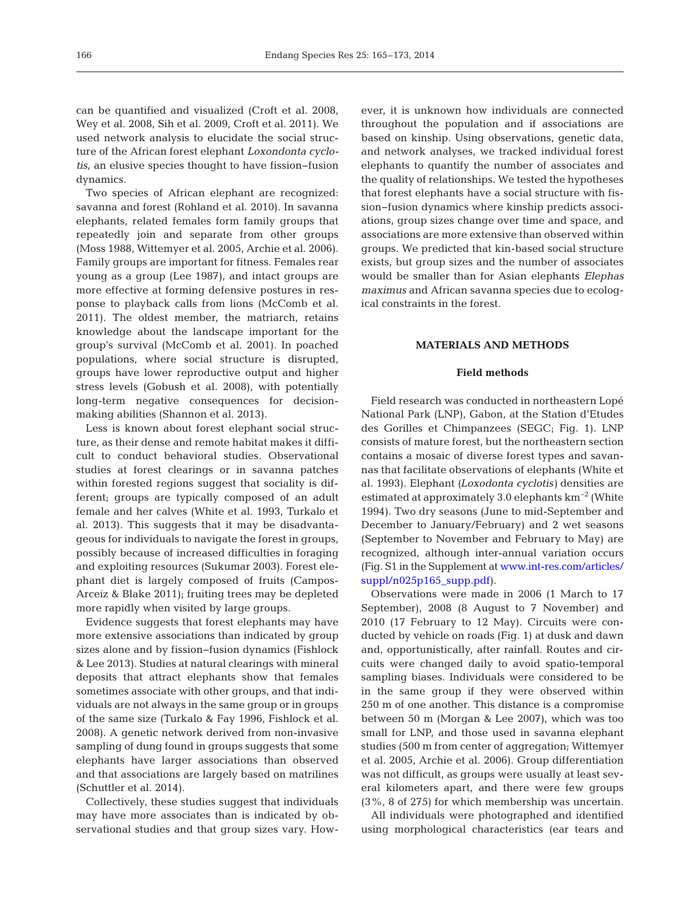can be quantified and visualized (Croft et al. 2008, Wey et al. 2008, Sih et al. 2009, Croft et al. 2011). We used network analysis to elucidate the social structure of the African forest elephant *Loxondonta cyclotis*, an elusive species thought to have fission–fusion dynamics.

Two species of African elephant are recognized: savanna and forest (Rohland et al. 2010). In savanna elephants, related females form family groups that repeatedly join and separate from other groups (Moss 1988, Wittemyer et al. 2005, Archie et al. 2006). Family groups are important for fitness. Females rear young as a group (Lee 1987), and intact groups are more effective at forming defensive postures in response to playback calls from lions (McComb et al. 2011). The oldest member, the matriarch, retains knowledge about the landscape important for the group's survival (McComb et al. 2001). In poached populations, where social structure is disrupted, groups have lower reproductive output and higher stress levels (Gobush et al. 2008), with potentially long-term negative consequences for decision-making abilities (Shannon et al. 2013).

Less is known about forest elephant social structure, as their dense and remote habitat makes it difficult to conduct behavioral studies. Observational studies at forest clearings or in savanna patches within forested regions suggest that sociality is different; groups are typically composed of an adult female and her calves (White et al. 1993, Turkalo et al. 2013). This suggests that it may be disadvantageous for individuals to navigate the forest in groups, possibly because of increased difficulties in foraging and exploiting resources (Sukumar 2003). Forest elephant diet is largely composed of fruits (Campos-Arceiz & Blake 2011); fruiting trees may be depleted more rapidly when visited by large groups.

Evidence suggests that forest elephants may have more extensive associations than indicated by group sizes alone and by fission–fusion dynamics (Fishlock & Lee 2013). Studies at natural clearings with mineral deposits that attract elephants show that females sometimes associate with other groups, and that individuals are not always in the same group or in groups of the same size (Turkalo & Fay 1996, Fishlock et al. 2008). A genetic network derived from non-invasive sampling of dung found in groups suggests that some elephants have larger associations than observed and that associations are largely based on matrilines (Schuttler et al. 2014).

Collectively, these studies suggest that individuals may have more associates than is indicated by observational studies and that group sizes vary. However, it is unknown how individuals are connected throughout the population and if associations are based on kinship. Using observations, genetic data, and network analyses, we tracked individual forest elephants to quantify the number of associates and the quality of relationships. We tested the hypotheses that forest elephants have a social structure with fission–fusion dynamics where kinship predicts associations, group sizes change over time and space, and associations are more extensive than observed within groups. We predicted that kin-based social structure exists, but group sizes and the number of associates would be smaller than for Asian elephants *Elephas maximus* and African savanna species due to ecological constraints in the forest.

## MATERIALS AND METHODS

### Field methods

Field research was conducted in northeastern Lopé National Park (LNP), Gabon, at the Station d'Etudes des Gorilles et Chimpanzees (SEGC; Fig. 1). LNP consists of mature forest, but the northeastern section contains a mosaic of diverse forest types and savannas that facilitate observations of elephants (White et al. 1993). Elephant (*Loxodonta cyclotis*) densities are estimated at approximately 3.0 elephants km$^{-2}$ (White 1994). Two dry seasons (June to mid-September and December to January/February) and 2 wet seasons (September to November and February to May) are recognized, although inter-annual variation occurs (Fig. S1 in the Supplement at www.int-res.com/articles/suppl/n025p165_supp.pdf).

Observations were made in 2006 (1 March to 17 September), 2008 (8 August to 7 November) and 2010 (17 February to 12 May). Circuits were conducted by vehicle on roads (Fig. 1) at dusk and dawn and, opportunistically, after rainfall. Routes and circuits were changed daily to avoid spatio-temporal sampling biases. Individuals were considered to be in the same group if they were observed within 250 m of one another. This distance is a compromise between 50 m (Morgan & Lee 2007), which was too small for LNP, and those used in savanna elephant studies (500 m from center of aggregation; Wittemyer et al. 2005, Archie et al. 2006). Group differentiation was not difficult, as groups were usually at least several kilometers apart, and there were few groups (3%, 8 of 275) for which membership was uncertain.

All individuals were photographed and identified using morphological characteristics (ear tears and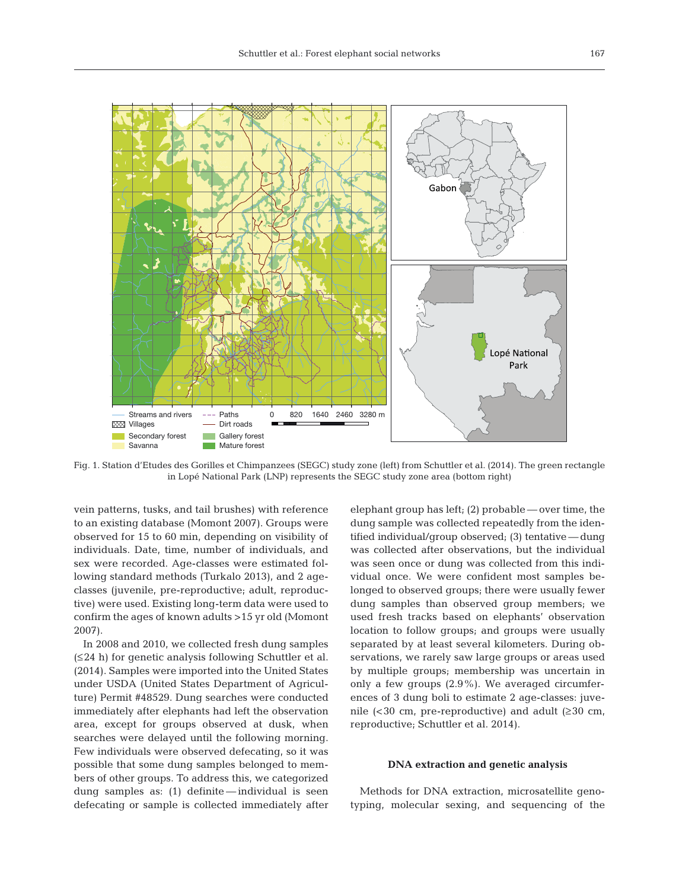Fig. 1. Station d'Etudes des Gorilles et Chimpanzees (SEGC) study zone (left) from Schuttler et al. (2014). The green rectangle in Lopé National Park (LNP) represents the SEGC study zone area (bottom right)

vein patterns, tusks, and tail brushes) with reference to an existing database (Momont 2007). Groups were observed for 15 to 60 min, depending on visibility of individuals. Date, time, number of individuals, and sex were recorded. Age-classes were estimated following standard methods (Turkalo 2013), and 2 age-classes (juvenile, pre-reproductive; adult, reproductive) were used. Existing long-term data were used to confirm the ages of known adults >15 yr old (Momont 2007).

In 2008 and 2010, we collected fresh dung samples (≤24 h) for genetic analysis following Schuttler et al. (2014). Samples were imported into the United States under USDA (United States Department of Agriculture) Permit #48529. Dung searches were conducted immediately after elephants had left the observation area, except for groups observed at dusk, when searches were delayed until the following morning. Few individuals were observed defecating, so it was possible that some dung samples belonged to members of other groups. To address this, we categorized dung samples as: (1) definite — individual is seen defecating or sample is collected immediately after elephant group has left; (2) probable — over time, the dung sample was collected repeatedly from the identified individual/group observed; (3) tentative — dung was collected after observations, but the individual was seen once or dung was collected from this individual once. We were confident most samples belonged to observed groups; there were usually fewer dung samples than observed group members; we used fresh tracks based on elephants' observation location to follow groups; and groups were usually separated by at least several kilometers. During observations, we rarely saw large groups or areas used by multiple groups; membership was uncertain in only a few groups (2.9%). We averaged circumferences of 3 dung boli to estimate 2 age-classes: juvenile (<30 cm, pre-reproductive) and adult (≥30 cm, reproductive; Schuttler et al. 2014).

### DNA extraction and genetic analysis

Methods for DNA extraction, microsatellite genotyping, molecular sexing, and sequencing of the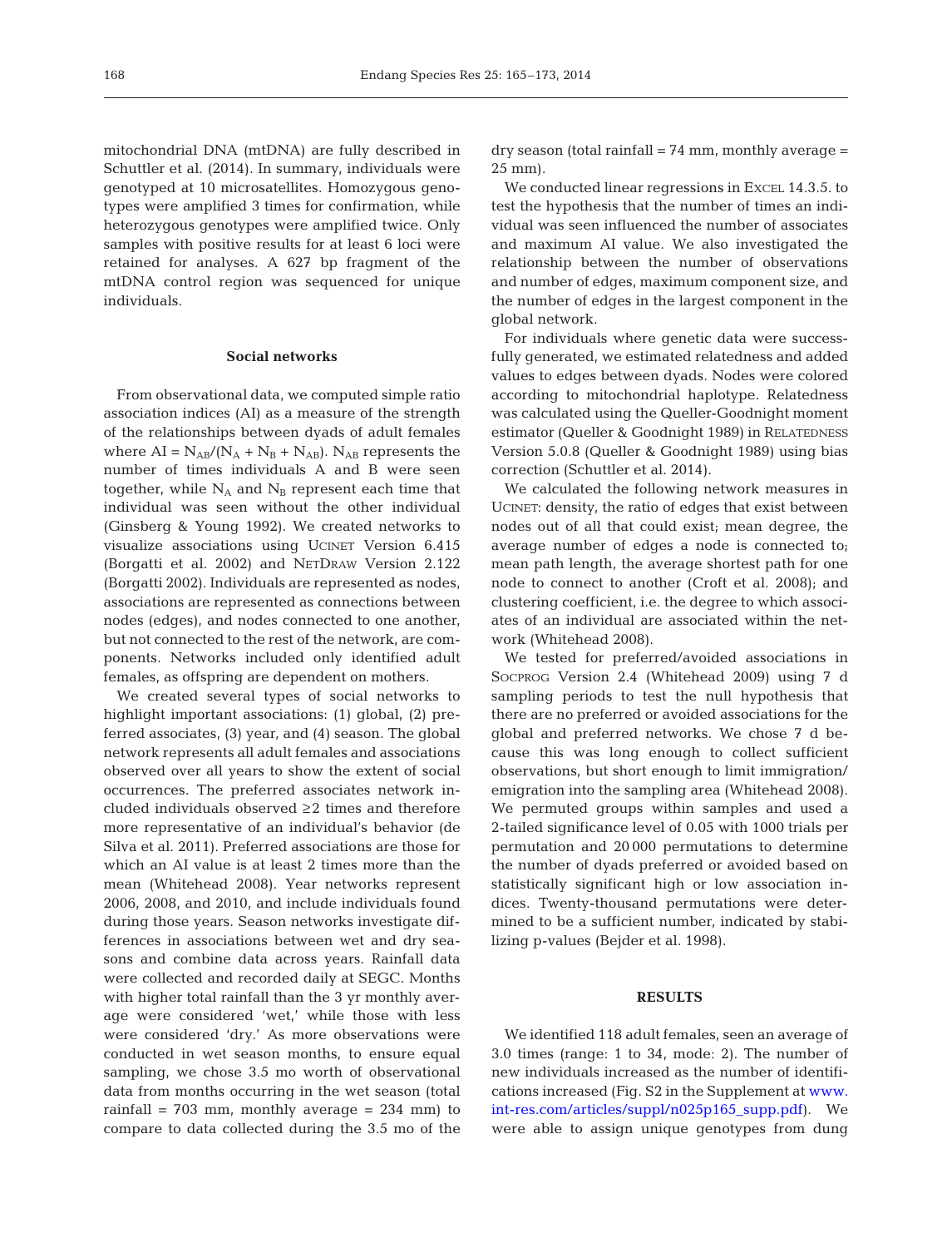mitochondrial DNA (mtDNA) are fully described in Schuttler et al. (2014). In summary, individuals were genotyped at 10 microsatellites. Homozygous genotypes were amplified 3 times for confirmation, while heterozygous genotypes were amplified twice. Only samples with positive results for at least 6 loci were retained for analyses. A 627 bp fragment of the mtDNA control region was sequenced for unique individuals.

### Social networks

From observational data, we computed simple ratio association indices (AI) as a measure of the strength of the relationships between dyads of adult females where $AI = N_{AB}/(N_A + N_B + N_{AB})$. $N_{AB}$ represents the number of times individuals A and B were seen together, while $N_A$ and $N_B$ represent each time that individual was seen without the other individual (Ginsberg & Young 1992). We created networks to visualize associations using UCINET Version 6.415 (Borgatti et al. 2002) and NETDRAW Version 2.122 (Borgatti 2002). Individuals are represented as nodes, associations are represented as connections between nodes (edges), and nodes connected to one another, but not connected to the rest of the network, are components. Networks included only identified adult females, as offspring are dependent on mothers.

We created several types of social networks to highlight important associations: (1) global, (2) preferred associates, (3) year, and (4) season. The global network represents all adult females and associations observed over all years to show the extent of social occurrences. The preferred associates network included individuals observed ≥2 times and therefore more representative of an individual's behavior (de Silva et al. 2011). Preferred associations are those for which an AI value is at least 2 times more than the mean (Whitehead 2008). Year networks represent 2006, 2008, and 2010, and include individuals found during those years. Season networks investigate differences in associations between wet and dry seasons and combine data across years. Rainfall data were collected and recorded daily at SEGC. Months with higher total rainfall than the 3 yr monthly average were considered 'wet,' while those with less were considered 'dry.' As more observations were conducted in wet season months, to ensure equal sampling, we chose 3.5 mo worth of observational data from months occurring in the wet season (total rainfall = 703 mm, monthly average = 234 mm) to compare to data collected during the 3.5 mo of the dry season (total rainfall = 74 mm, monthly average = 25 mm).

We conducted linear regressions in EXCEL 14.3.5. to test the hypothesis that the number of times an individual was seen influenced the number of associates and maximum AI value. We also investigated the relationship between the number of observations and number of edges, maximum component size, and the number of edges in the largest component in the global network.

For individuals where genetic data were successfully generated, we estimated relatedness and added values to edges between dyads. Nodes were colored according to mitochondrial haplotype. Relatedness was calculated using the Queller-Goodnight moment estimator (Queller & Goodnight 1989) in RELATEDNESS Version 5.0.8 (Queller & Goodnight 1989) using bias correction (Schuttler et al. 2014).

We calculated the following network measures in UCINET: density, the ratio of edges that exist between nodes out of all that could exist; mean degree, the average number of edges a node is connected to; mean path length, the average shortest path for one node to connect to another (Croft et al. 2008); and clustering coefficient, i.e. the degree to which associates of an individual are associated within the network (Whitehead 2008).

We tested for preferred/avoided associations in SOCPROG Version 2.4 (Whitehead 2009) using 7 d sampling periods to test the null hypothesis that there are no preferred or avoided associations for the global and preferred networks. We chose 7 d because this was long enough to collect sufficient observations, but short enough to limit immigration/emigration into the sampling area (Whitehead 2008). We permuted groups within samples and used a 2-tailed significance level of 0.05 with 1000 trials per permutation and 20 000 permutations to determine the number of dyads preferred or avoided based on statistically significant high or low association indices. Twenty-thousand permutations were determined to be a sufficient number, indicated by stabilizing p-values (Bejder et al. 1998).

## RESULTS

We identified 118 adult females, seen an average of 3.0 times (range: 1 to 34, mode: 2). The number of new individuals increased as the number of identifications increased (Fig. S2 in the Supplement at www.int-res.com/articles/suppl/n025p165_supp.pdf). We were able to assign unique genotypes from dung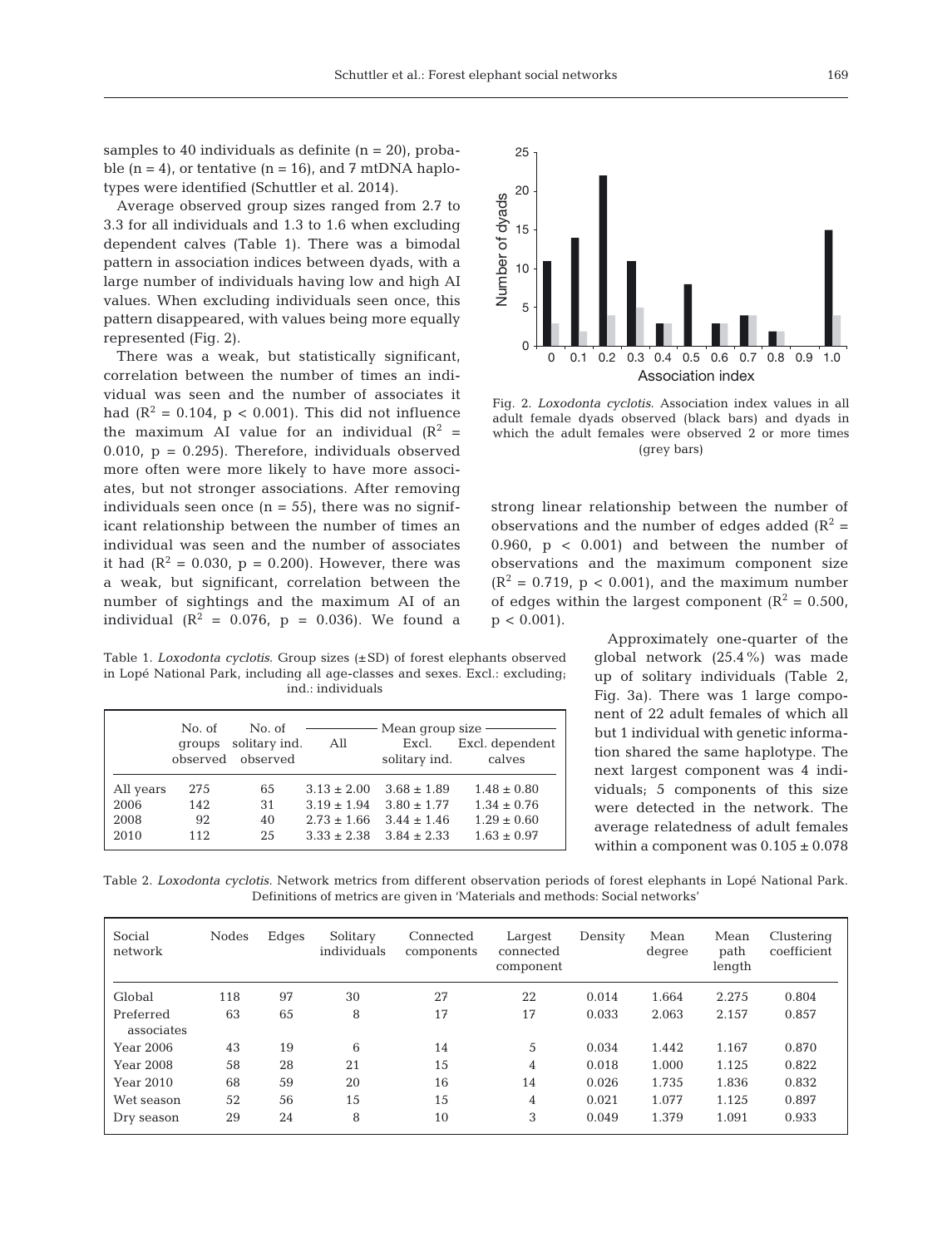samples to 40 individuals as definite (n = 20), probable (n = 4), or tentative (n = 16), and 7 mtDNA haplotypes were identified (Schuttler et al. 2014).

Average observed group sizes ranged from 2.7 to 3.3 for all individuals and 1.3 to 1.6 when excluding dependent calves (Table 1). There was a bimodal pattern in association indices between dyads, with a large number of individuals having low and high AI values. When excluding individuals seen once, this pattern disappeared, with values being more equally represented (Fig. 2).

There was a weak, but statistically significant, correlation between the number of times an individual was seen and the number of associates it had ($R^2 = 0.104$, $p < 0.001$). This did not influence the maximum AI value for an individual ($R^2 = 0.010$, $p = 0.295$). Therefore, individuals observed more often were more likely to have more associates, but not stronger associations. After removing individuals seen once (n = 55), there was no significant relationship between the number of times an individual was seen and the number of associates it had ($R^2 = 0.030$, $p = 0.200$). However, there was a weak, but significant, correlation between the number of sightings and the maximum AI of an individual ($R^2 = 0.076$, $p = 0.036$). We found a strong linear relationship between the number of observations and the number of edges added ($R^2 = 0.960$, $p < 0.001$) and between the number of observations and the maximum component size ($R^2 = 0.719$, $p < 0.001$), and the maximum number of edges within the largest component ($R^2 = 0.500$, $p < 0.001$).

Fig. 2. *Loxodonta cyclotis*. Association index values in all adult female dyads observed (black bars) and dyads in which the adult females were observed 2 or more times (grey bars)

Approximately one-quarter of the global network (25.4%) was made up of solitary individuals (Table 2, Fig. 3a). There was 1 large component of 22 adult females of which all but 1 individual with genetic information shared the same haplotype. The next largest component was 4 individuals; 5 components of this size were detected in the network. The average relatedness of adult females within a component was 0.105 ± 0.078

Table 1. *Loxodonta cyclotis*. Group sizes (±SD) of forest elephants observed in Lopé National Park, including all age-classes and sexes. Excl.: excluding; ind.: individuals

| | No. of groups observed | No. of solitary ind. observed | Mean group size: All | Mean group size: Excl. solitary ind. | Mean group size: Excl. dependent calves |
|---|---|---|---|---|---|
| All years | 275 | 65 | 3.13 ± 2.00 | 3.68 ± 1.89 | 1.48 ± 0.80 |
| 2006 | 142 | 31 | 3.19 ± 1.94 | 3.80 ± 1.77 | 1.34 ± 0.76 |
| 2008 | 92 | 40 | 2.73 ± 1.66 | 3.44 ± 1.46 | 1.29 ± 0.60 |
| 2010 | 112 | 25 | 3.33 ± 2.38 | 3.84 ± 2.33 | 1.63 ± 0.97 |

Table 2. *Loxodonta cyclotis*. Network metrics from different observation periods of forest elephants in Lopé National Park. Definitions of metrics are given in 'Materials and methods: Social networks'

| Social network | Nodes | Edges | Solitary individuals | Connected components | Largest connected component | Density | Mean degree | Mean path length | Clustering coefficient |
|---|---|---|---|---|---|---|---|---|---|
| Global | 118 | 97 | 30 | 27 | 22 | 0.014 | 1.664 | 2.275 | 0.804 |
| Preferred associates | 63 | 65 | 8 | 17 | 17 | 0.033 | 2.063 | 2.157 | 0.857 |
| Year 2006 | 43 | 19 | 6 | 14 | 5 | 0.034 | 1.442 | 1.167 | 0.870 |
| Year 2008 | 58 | 28 | 21 | 15 | 4 | 0.018 | 1.000 | 1.125 | 0.822 |
| Year 2010 | 68 | 59 | 20 | 16 | 14 | 0.026 | 1.735 | 1.836 | 0.832 |
| Wet season | 52 | 56 | 15 | 15 | 4 | 0.021 | 1.077 | 1.125 | 0.897 |
| Dry season | 29 | 24 | 8 | 10 | 3 | 0.049 | 1.379 | 1.091 | 0.933 |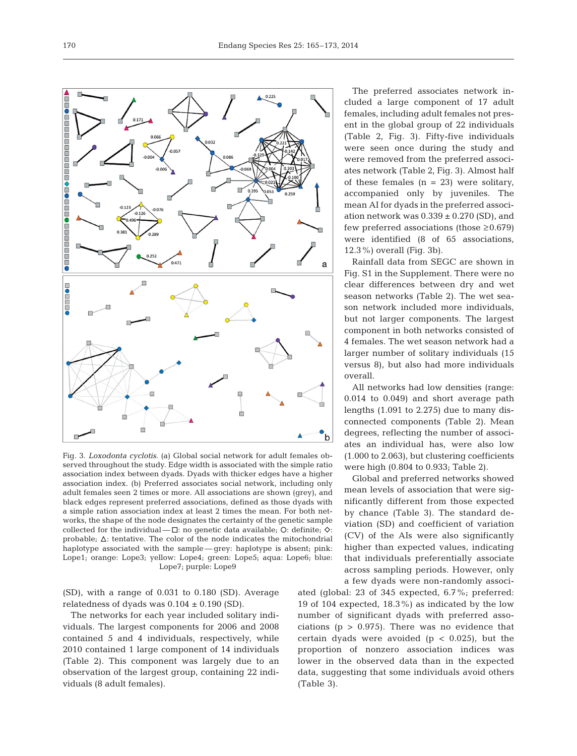Fig. 3. *Loxodonta cyclotis*. (a) Global social network for adult females observed throughout the study. Edge width is associated with the simple ratio association index between dyads. Dyads with thicker edges have a higher association index. (b) Preferred associates social network, including only adult females seen 2 times or more. All associations are shown (grey), and black edges represent preferred associations, defined as those dyads with a simple ration association index at least 2 times the mean. For both networks, the shape of the node designates the certainty of the genetic sample collected for the individual — □: no genetic data available; ○: definite; ◇: probable; △: tentative. The color of the node indicates the mitochondrial haplotype associated with the sample — grey: haplotype is absent; pink: Lope1; orange: Lope3; yellow: Lope4; green: Lope5; aqua: Lope6; blue: Lope7; purple: Lope9

(SD), with a range of 0.031 to 0.180 (SD). Average relatedness of dyads was 0.104 ± 0.190 (SD).

The networks for each year included solitary individuals. The largest components for 2006 and 2008 contained 5 and 4 individuals, respectively, while 2010 contained 1 large component of 14 individuals (Table 2). This component was largely due to an observation of the largest group, containing 22 individuals (8 adult females).

The preferred associates network included a large component of 17 adult females, including adult females not present in the global group of 22 individuals (Table 2, Fig. 3). Fifty-five individuals were seen once during the study and were removed from the preferred associates network (Table 2, Fig. 3). Almost half of these females (n = 23) were solitary, accompanied only by juveniles. The mean AI for dyads in the preferred association network was 0.339 ± 0.270 (SD), and few preferred associations (those ≥0.679) were identified (8 of 65 associations, 12.3%) overall (Fig. 3b).

Rainfall data from SEGC are shown in Fig. S1 in the Supplement. There were no clear differences between dry and wet season networks (Table 2). The wet season network included more individuals, but not larger components. The largest component in both networks consisted of 4 females. The wet season network had a larger number of solitary individuals (15 versus 8), but also had more individuals overall.

All networks had low densities (range: 0.014 to 0.049) and short average path lengths (1.091 to 2.275) due to many disconnected components (Table 2). Mean degrees, reflecting the number of associates an individual has, were also low (1.000 to 2.063), but clustering coefficients were high (0.804 to 0.933; Table 2).

Global and preferred networks showed mean levels of association that were significantly different from those expected by chance (Table 3). The standard deviation (SD) and coefficient of variation (CV) of the AIs were also significantly higher than expected values, indicating that individuals preferentially associate across sampling periods. However, only a few dyads were non-randomly associated (global: 23 of 345 expected, 6.7%; preferred: 19 of 104 expected, 18.3%) as indicated by the low number of significant dyads with preferred associations ($p > 0.975$). There was no evidence that certain dyads were avoided ($p < 0.025$), but the proportion of nonzero association indices was lower in the observed data than in the expected data, suggesting that some individuals avoid others (Table 3).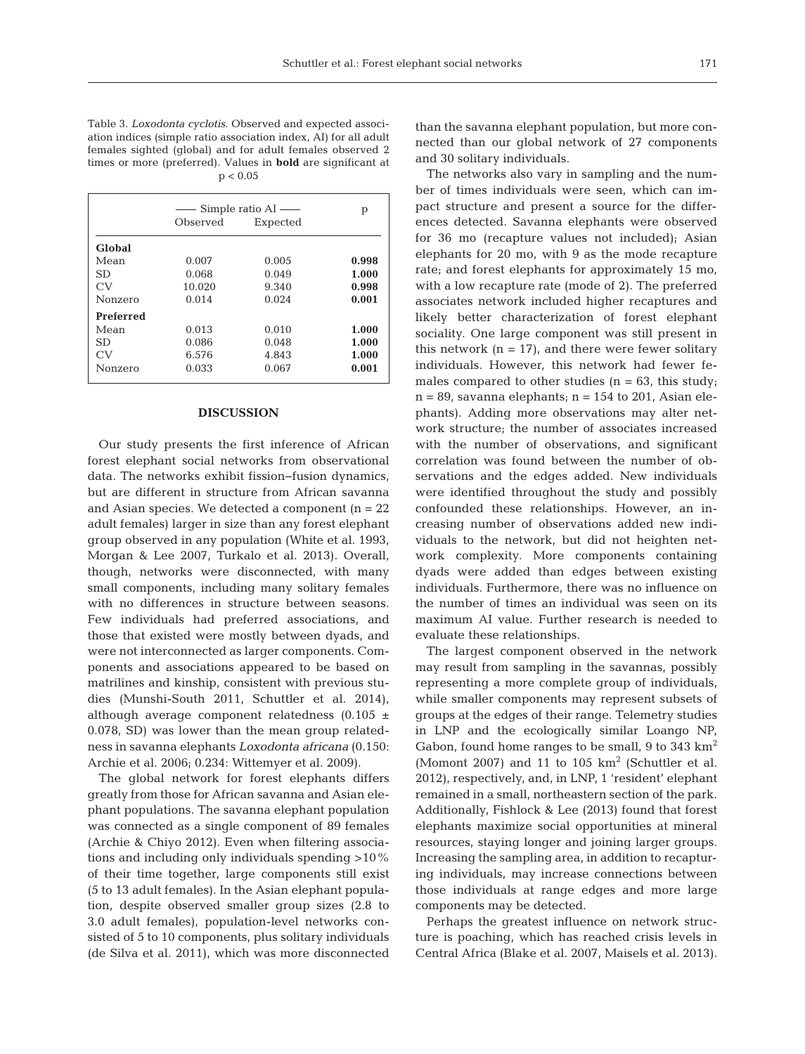Table 3. *Loxodonta cyclotis*. Observed and expected association indices (simple ratio association index, AI) for all adult females sighted (global) and for adult females observed 2 times or more (preferred). Values in **bold** are significant at $p < 0.05$

| | Simple ratio AI | | p |
|---|---|---|---|
| | Observed | Expected | |
| **Global** | | | |
| Mean | 0.007 | 0.005 | **0.998** |
| SD | 0.068 | 0.049 | **1.000** |
| CV | 10.020 | 9.340 | **0.998** |
| Nonzero | 0.014 | 0.024 | **0.001** |
| **Preferred** | | | |
| Mean | 0.013 | 0.010 | **1.000** |
| SD | 0.086 | 0.048 | **1.000** |
| CV | 6.576 | 4.843 | **1.000** |
| Nonzero | 0.033 | 0.067 | **0.001** |

## DISCUSSION

Our study presents the first inference of African forest elephant social networks from observational data. The networks exhibit fission–fusion dynamics, but are different in structure from African savanna and Asian species. We detected a component (n = 22 adult females) larger in size than any forest elephant group observed in any population (White et al. 1993, Morgan & Lee 2007, Turkalo et al. 2013). Overall, though, networks were disconnected, with many small components, including many solitary females with no differences in structure between seasons. Few individuals had preferred associations, and those that existed were mostly between dyads, and were not interconnected as larger components. Components and associations appeared to be based on matrilines and kinship, consistent with previous studies (Munshi-South 2011, Schuttler et al. 2014), although average component relatedness (0.105 ± 0.078, SD) was lower than the mean group relatedness in savanna elephants *Loxodonta africana* (0.150: Archie et al. 2006; 0.234: Wittemyer et al. 2009).

The global network for forest elephants differs greatly from those for African savanna and Asian elephant populations. The savanna elephant population was connected as a single component of 89 females (Archie & Chiyo 2012). Even when filtering associations and including only individuals spending >10% of their time together, large components still exist (5 to 13 adult females). In the Asian elephant population, despite observed smaller group sizes (2.8 to 3.0 adult females), population-level networks consisted of 5 to 10 components, plus solitary individuals (de Silva et al. 2011), which was more disconnected than the savanna elephant population, but more connected than our global network of 27 components and 30 solitary individuals.

The networks also vary in sampling and the number of times individuals were seen, which can impact structure and present a source for the differences detected. Savanna elephants were observed for 36 mo (recapture values not included); Asian elephants for 20 mo, with 9 as the mode recapture rate; and forest elephants for approximately 15 mo, with a low recapture rate (mode of 2). The preferred associates network included higher recaptures and likely better characterization of forest elephant sociality. One large component was still present in this network (n = 17), and there were fewer solitary individuals. However, this network had fewer females compared to other studies (n = 63, this study; n = 89, savanna elephants; n = 154 to 201, Asian elephants). Adding more observations may alter network structure; the number of associates increased with the number of observations, and significant correlation was found between the number of observations and the edges added. New individuals were identified throughout the study and possibly confounded these relationships. However, an increasing number of observations added new individuals to the network, but did not heighten network complexity. More components containing dyads were added than edges between existing individuals. Furthermore, there was no influence on the number of times an individual was seen on its maximum AI value. Further research is needed to evaluate these relationships.

The largest component observed in the network may result from sampling in the savannas, possibly representing a more complete group of individuals, while smaller components may represent subsets of groups at the edges of their range. Telemetry studies in LNP and the ecologically similar Loango NP, Gabon, found home ranges to be small, 9 to 343 $km^2$ (Momont 2007) and 11 to 105 $km^2$ (Schuttler et al. 2012), respectively, and, in LNP, 1 'resident' elephant remained in a small, northeastern section of the park. Additionally, Fishlock & Lee (2013) found that forest elephants maximize social opportunities at mineral resources, staying longer and joining larger groups. Increasing the sampling area, in addition to recapturing individuals, may increase connections between those individuals at range edges and more large components may be detected.

Perhaps the greatest influence on network structure is poaching, which has reached crisis levels in Central Africa (Blake et al. 2007, Maisels et al. 2013).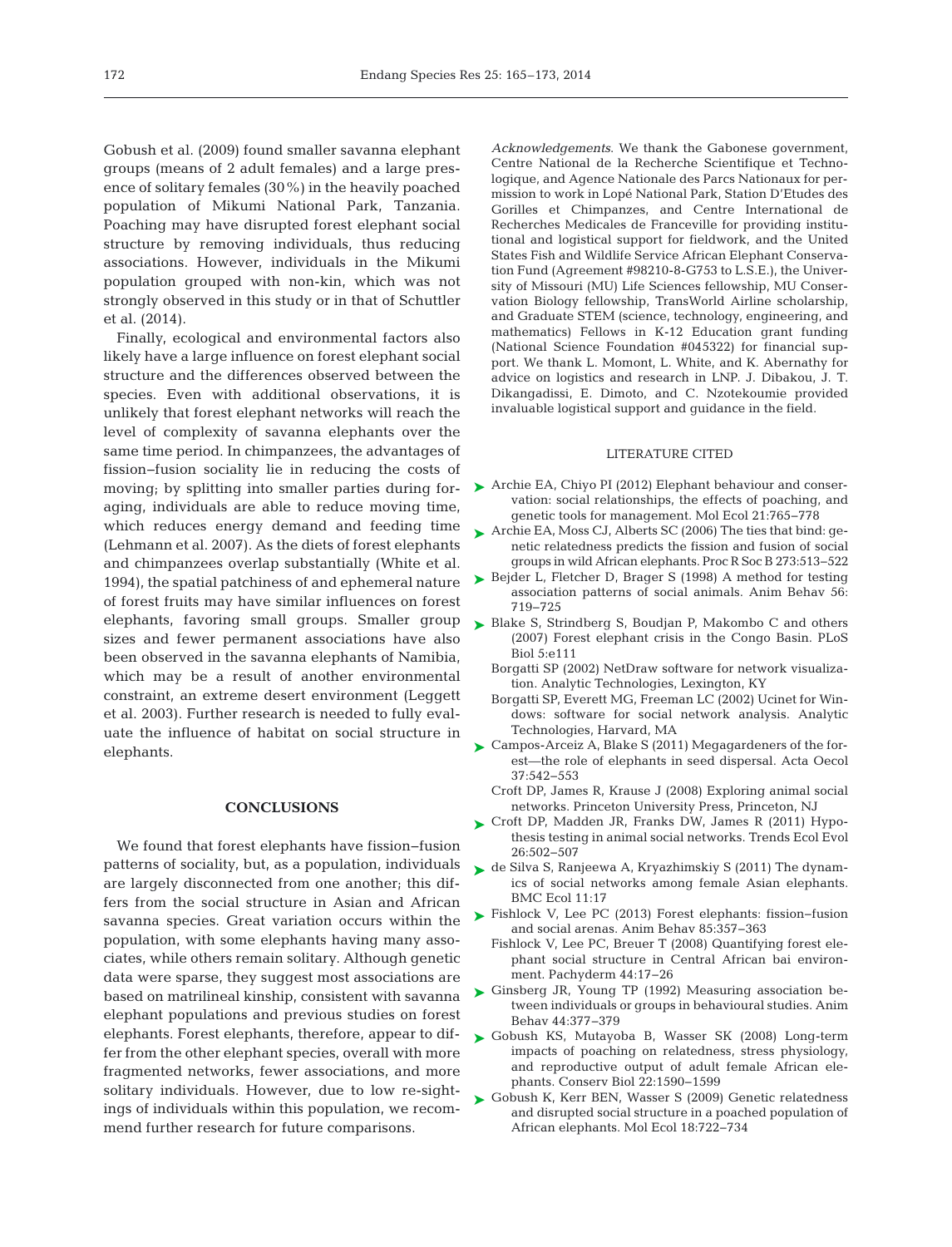Gobush et al. (2009) found smaller savanna elephant groups (means of 2 adult females) and a large presence of solitary females (30%) in the heavily poached population of Mikumi National Park, Tanzania. Poaching may have disrupted forest elephant social structure by removing individuals, thus reducing associations. However, individuals in the Mikumi population grouped with non-kin, which was not strongly observed in this study or in that of Schuttler et al. (2014).

Finally, ecological and environmental factors also likely have a large influence on forest elephant social structure and the differences observed between the species. Even with additional observations, it is unlikely that forest elephant networks will reach the level of complexity of savanna elephants over the same time period. In chimpanzees, the advantages of fission–fusion sociality lie in reducing the costs of moving; by splitting into smaller parties during foraging, individuals are able to reduce moving time, which reduces energy demand and feeding time (Lehmann et al. 2007). As the diets of forest elephants and chimpanzees overlap substantially (White et al. 1994), the spatial patchiness of and ephemeral nature of forest fruits may have similar influences on forest elephants, favoring small groups. Smaller group sizes and fewer permanent associations have also been observed in the savanna elephants of Namibia, which may be a result of another environmental constraint, an extreme desert environment (Leggett et al. 2003). Further research is needed to fully evaluate the influence of habitat on social structure in elephants.

## CONCLUSIONS

We found that forest elephants have fission–fusion patterns of sociality, but, as a population, individuals are largely disconnected from one another; this differs from the social structure in Asian and African savanna species. Great variation occurs within the population, with some elephants having many associates, while others remain solitary. Although genetic data were sparse, they suggest most associations are based on matrilineal kinship, consistent with savanna elephant populations and previous studies on forest elephants. Forest elephants, therefore, appear to differ from the other elephant species, overall with more fragmented networks, fewer associations, and more solitary individuals. However, due to low re-sightings of individuals within this population, we recommend further research for future comparisons.

*Acknowledgements.* We thank the Gabonese government, Centre National de la Recherche Scientifique et Technologique, and Agence Nationale des Parcs Nationaux for permission to work in Lopé National Park, Station D'Etudes des Gorilles et Chimpanzes, and Centre International de Recherches Medicales de Franceville for providing institutional and logistical support for fieldwork, and the United States Fish and Wildlife Service African Elephant Conservation Fund (Agreement #98210-8-G753 to L.S.E.), the University of Missouri (MU) Life Sciences fellowship, MU Conservation Biology fellowship, TransWorld Airline scholarship, and Graduate STEM (science, technology, engineering, and mathematics) Fellows in K-12 Education grant funding (National Science Foundation #045322) for financial support. We thank L. Momont, L. White, and K. Abernathy for advice on logistics and research in LNP. J. Dibakou, J. T. Dikangadissi, E. Dimoto, and C. Nzotekoumie provided invaluable logistical support and guidance in the field.

## LITERATURE CITED

- Archie EA, Chiyo PI (2012) Elephant behaviour and conservation: social relationships, the effects of poaching, and genetic tools for management. Mol Ecol 21:765–778
- Archie EA, Moss CJ, Alberts SC (2006) The ties that bind: genetic relatedness predicts the fission and fusion of social groups in wild African elephants. Proc R Soc B 273:513–522
- Bejder L, Fletcher D, Brager S (1998) A method for testing association patterns of social animals. Anim Behav 56: 719–725
- Blake S, Strindberg S, Boudjan P, Makombo C and others (2007) Forest elephant crisis in the Congo Basin. PLoS Biol 5:e111
- Borgatti SP (2002) NetDraw software for network visualization. Analytic Technologies, Lexington, KY
- Borgatti SP, Everett MG, Freeman LC (2002) Ucinet for Windows: software for social network analysis. Analytic Technologies, Harvard, MA
- Campos-Arceiz A, Blake S (2011) Megagardeners of the forest—the role of elephants in seed dispersal. Acta Oecol 37:542–553
- Croft DP, James R, Krause J (2008) Exploring animal social networks. Princeton University Press, Princeton, NJ
- Croft DP, Madden JR, Franks DW, James R (2011) Hypothesis testing in animal social networks. Trends Ecol Evol 26:502–507
- de Silva S, Ranjeewa A, Kryazhimskiy S (2011) The dynamics of social networks among female Asian elephants. BMC Ecol 11:17
- Fishlock V, Lee PC (2013) Forest elephants: fission–fusion and social arenas. Anim Behav 85:357–363
- Fishlock V, Lee PC, Breuer T (2008) Quantifying forest elephant social structure in Central African bai environment. Pachyderm 44:17–26
- Ginsberg JR, Young TP (1992) Measuring association between individuals or groups in behavioural studies. Anim Behav 44:377–379
- Gobush KS, Mutayoba B, Wasser SK (2008) Long-term impacts of poaching on relatedness, stress physiology, and reproductive output of adult female African elephants. Conserv Biol 22:1590–1599
- Gobush K, Kerr BEN, Wasser S (2009) Genetic relatedness and disrupted social structure in a poached population of African elephants. Mol Ecol 18:722–734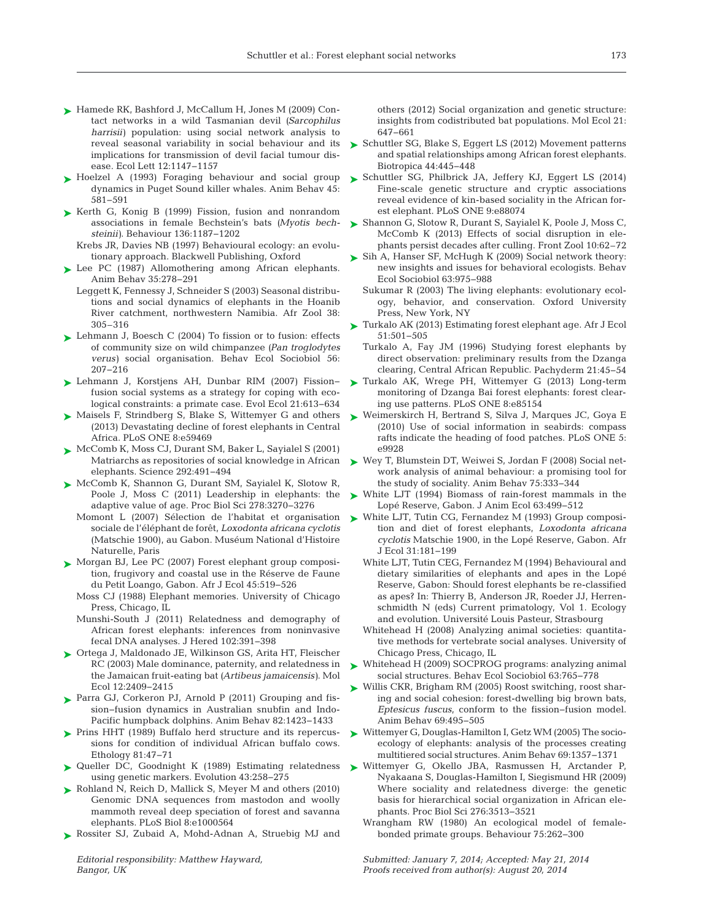Hamede RK, Bashford J, McCallum H, Jones M (2009) Contact networks in a wild Tasmanian devil (*Sarcophilus harrisii*) population: using social network analysis to reveal seasonal variability in social behaviour and its implications for transmission of devil facial tumour disease. Ecol Lett 12:1147−1157

Hoelzel A (1993) Foraging behaviour and social group dynamics in Puget Sound killer whales. Anim Behav 45: 581−591

Kerth G, Konig B (1999) Fission, fusion and nonrandom associations in female Bechstein's bats (*Myotis bechsteinii*). Behaviour 136:1187−1202

Krebs JR, Davies NB (1997) Behavioural ecology: an evolutionary approach. Blackwell Publishing, Oxford

Lee PC (1987) Allomothering among African elephants. Anim Behav 35:278−291

Leggett K, Fennessy J, Schneider S (2003) Seasonal distributions and social dynamics of elephants in the Hoanib River catchment, northwestern Namibia. Afr Zool 38: 305−316

Lehmann J, Boesch C (2004) To fission or to fusion: effects of community size on wild chimpanzee (*Pan troglodytes verus*) social organisation. Behav Ecol Sociobiol 56: 207−216

Lehmann J, Korstjens AH, Dunbar RIM (2007) Fission−fusion social systems as a strategy for coping with ecological constraints: a primate case. Evol Ecol 21:613−634

Maisels F, Strindberg S, Blake S, Wittemyer G and others (2013) Devastating decline of forest elephants in Central Africa. PLoS ONE 8:e59469

McComb K, Moss CJ, Durant SM, Baker L, Sayialel S (2001) Matriarchs as repositories of social knowledge in African elephants. Science 292:491−494

McComb K, Shannon G, Durant SM, Sayialel K, Slotow R, Poole J, Moss C (2011) Leadership in elephants: the adaptive value of age. Proc Biol Sci 278:3270−3276

Momont L (2007) Sélection de l'habitat et organisation sociale de l'éléphant de forêt, *Loxodonta africana cyclotis* (Matschie 1900), au Gabon. Muséum National d'Histoire Naturelle, Paris

Morgan BJ, Lee PC (2007) Forest elephant group composition, frugivory and coastal use in the Réserve de Faune du Petit Loango, Gabon. Afr J Ecol 45:519−526

Moss CJ (1988) Elephant memories. University of Chicago Press, Chicago, IL

Munshi-South J (2011) Relatedness and demography of African forest elephants: inferences from noninvasive fecal DNA analyses. J Hered 102:391−398

Ortega J, Maldonado JE, Wilkinson GS, Arita HT, Fleischer RC (2003) Male dominance, paternity, and relatedness in the Jamaican fruit-eating bat (*Artibeus jamaicensis*). Mol Ecol 12:2409−2415

Parra GJ, Corkeron PJ, Arnold P (2011) Grouping and fission−fusion dynamics in Australian snubfin and Indo-Pacific humpback dolphins. Anim Behav 82:1423−1433

Prins HHT (1989) Buffalo herd structure and its repercussions for condition of individual African buffalo cows. Ethology 81:47−71

Queller DC, Goodnight K (1989) Estimating relatedness using genetic markers. Evolution 43:258−275

Rohland N, Reich D, Mallick S, Meyer M and others (2010) Genomic DNA sequences from mastodon and woolly mammoth reveal deep speciation of forest and savanna elephants. PLoS Biol 8:e1000564

Rossiter SJ, Zubaid A, Mohd-Adnan A, Struebig MJ and others (2012) Social organization and genetic structure: insights from codistributed bat populations. Mol Ecol 21: 647−661

Schuttler SG, Blake S, Eggert LS (2012) Movement patterns and spatial relationships among African forest elephants. Biotropica 44:445−448

Schuttler SG, Philbrick JA, Jeffery KJ, Eggert LS (2014) Fine-scale genetic structure and cryptic associations reveal evidence of kin-based sociality in the African forest elephant. PLoS ONE 9:e88074

Shannon G, Slotow R, Durant S, Sayialel K, Poole J, Moss C, McComb K (2013) Effects of social disruption in elephants persist decades after culling. Front Zool 10:62−72

Sih A, Hanser SF, McHugh K (2009) Social network theory: new insights and issues for behavioral ecologists. Behav Ecol Sociobiol 63:975−988

Sukumar R (2003) The living elephants: evolutionary ecology, behavior, and conservation. Oxford University Press, New York, NY

Turkalo AK (2013) Estimating forest elephant age. Afr J Ecol 51:501−505

Turkalo A, Fay JM (1996) Studying forest elephants by direct observation: preliminary results from the Dzanga clearing, Central African Republic. Pachyderm 21:45−54

Turkalo AK, Wrege PH, Wittemyer G (2013) Long-term monitoring of Dzanga Bai forest elephants: forest clearing use patterns. PLoS ONE 8:e85154

Weimerskirch H, Bertrand S, Silva J, Marques JC, Goya E (2010) Use of social information in seabirds: compass rafts indicate the heading of food patches. PLoS ONE 5: e9928

Wey T, Blumstein DT, Weiwei S, Jordan F (2008) Social network analysis of animal behaviour: a promising tool for the study of sociality. Anim Behav 75:333−344

White LJT (1994) Biomass of rain-forest mammals in the Lopé Reserve, Gabon. J Anim Ecol 63:499−512

White LJT, Tutin CG, Fernandez M (1993) Group composition and diet of forest elephants, *Loxodonta africana cyclotis* Matschie 1900, in the Lopé Reserve, Gabon. Afr J Ecol 31:181−199

White LJT, Tutin CEG, Fernandez M (1994) Behavioural and dietary similarities of elephants and apes in the Lopé Reserve, Gabon: Should forest elephants be re-classified as apes? In: Thierry B, Anderson JR, Roeder JJ, Herrenschmidth N (eds) Current primatology, Vol 1. Ecology and evolution. Université Louis Pasteur, Strasbourg

Whitehead H (2008) Analyzing animal societies: quantitative methods for vertebrate social analyses. University of Chicago Press, Chicago, IL

Whitehead H (2009) SOCPROG programs: analyzing animal social structures. Behav Ecol Sociobiol 63:765−778

Willis CKR, Brigham RM (2005) Roost switching, roost sharing and social cohesion: forest-dwelling big brown bats, *Eptesicus fuscus*, conform to the fission−fusion model. Anim Behav 69:495−505

Wittemyer G, Douglas-Hamilton I, Getz WM (2005) The socioecology of elephants: analysis of the processes creating multitiered social structures. Anim Behav 69:1357−1371

Wittemyer G, Okello JBA, Rasmussen H, Arctander P, Nyakaana S, Douglas-Hamilton I, Siegismund HR (2009) Where sociality and relatedness diverge: the genetic basis for hierarchical social organization in African elephants. Proc Biol Sci 276:3513−3521

Wrangham RW (1980) An ecological model of female-bonded primate groups. Behaviour 75:262−300

*Editorial responsibility: Matthew Hayward, Bangor, UK*

*Submitted: January 7, 2014; Accepted: May 21, 2014*
*Proofs received from author(s): August 20, 2014*